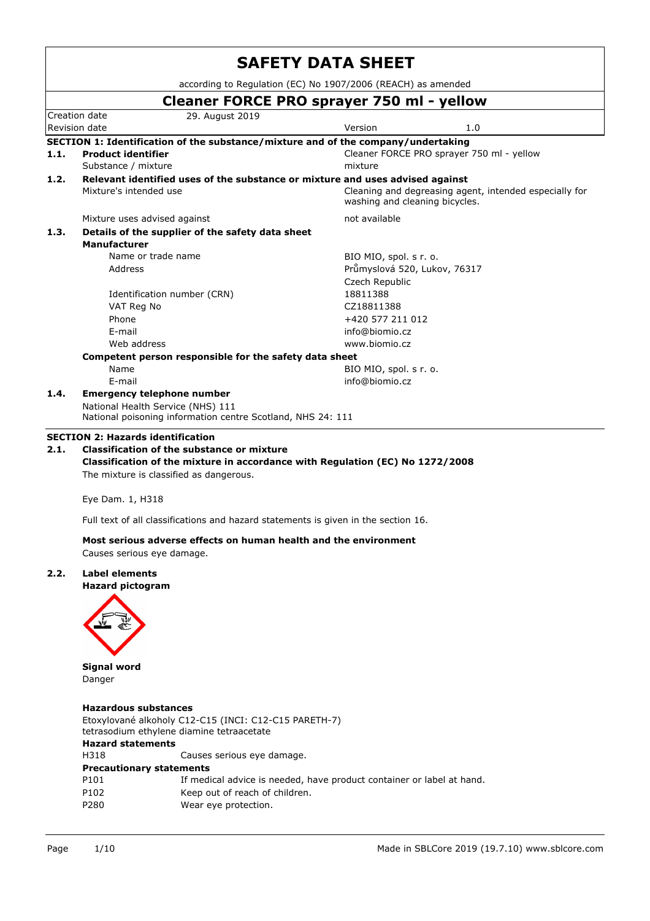# SAFETY DATA SHEET

according to Regulation (EC) No 1907/2006 (REACH) as amended

## Cleaner FORCE PRO sprayer 750 ml - yellow

| | | | |
|---|---|---|---|
| Creation date | 29. August 2019 | | |
| Revision date | | Version | 1.0 |

### SECTION 1: Identification of the substance/mixture and of the company/undertaking

**1.1. Product identifier**

| | |
|---|---|
| Substance / mixture | Cleaner FORCE PRO sprayer 750 ml - yellow<br>mixture |

**1.2. Relevant identified uses of the substance or mixture and uses advised against**

| | |
|---|---|
| Mixture's intended use | Cleaning and degreasing agent, intended especially for washing and cleaning bicycles. |
| Mixture uses advised against | not available |

**1.3. Details of the supplier of the safety data sheet**

**Manufacturer**

| | |
|---|---|
| Name or trade name | BIO MIO, spol. s r. o. |
| Address | Průmyslová 520, Lukov, 76317<br>Czech Republic |
| Identification number (CRN) | 18811388 |
| VAT Reg No | CZ18811388 |
| Phone | +420 577 211 012 |
| E-mail | info@biomio.cz |
| Web address | www.biomio.cz |

**Competent person responsible for the safety data sheet**

| | |
|---|---|
| Name | BIO MIO, spol. s r. o. |
| E-mail | info@biomio.cz |

**1.4. Emergency telephone number**

National Health Service (NHS) 111
National poisoning information centre Scotland, NHS 24: 111

### SECTION 2: Hazards identification

**2.1. Classification of the substance or mixture**

**Classification of the mixture in accordance with Regulation (EC) No 1272/2008**

The mixture is classified as dangerous.

Eye Dam. 1, H318

Full text of all classifications and hazard statements is given in the section 16.

**Most serious adverse effects on human health and the environment**

Causes serious eye damage.

**2.2. Label elements**

**Hazard pictogram**

**Signal word**

Danger

**Hazardous substances**

Etoxylované alkoholy C12-C15 (INCI: C12-C15 PARETH-7)
tetrasodium ethylene diamine tetraacetate

**Hazard statements**

| | |
|---|---|
| H318 | Causes serious eye damage. |

**Precautionary statements**

| | |
|---|---|
| P101 | If medical advice is needed, have product container or label at hand. |
| P102 | Keep out of reach of children. |
| P280 | Wear eye protection. |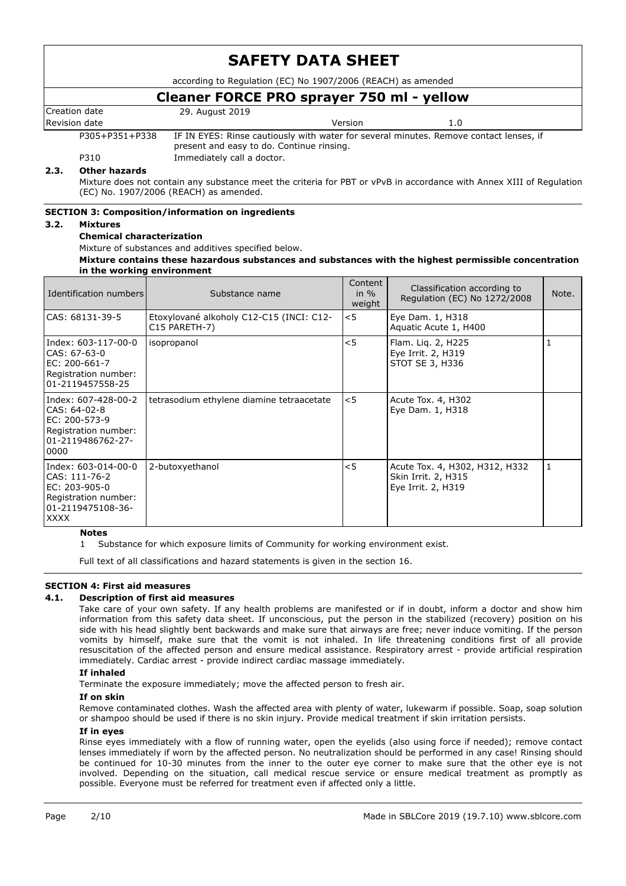| | |
|---|---|
| P305+P351+P338 | IF IN EYES: Rinse cautiously with water for several minutes. Remove contact lenses, if present and easy to do. Continue rinsing. |
| P310 | Immediately call a doctor. |

### 2.3. Other hazards

Mixture does not contain any substance meet the criteria for PBT or vPvB in accordance with Annex XIII of Regulation (EC) No. 1907/2006 (REACH) as amended.

## SECTION 3: Composition/information on ingredients

### 3.2. Mixtures

**Chemical characterization**

Mixture of substances and additives specified below.

**Mixture contains these hazardous substances and substances with the highest permissible concentration in the working environment**

| Identification numbers | Substance name | Content in % weight | Classification according to Regulation (EC) No 1272/2008 | Note. |
|---|---|---|---|---|
| CAS: 68131-39-5 | Etoxylované alkoholy C12-C15 (INCI: C12-C15 PARETH-7) | <5 | Eye Dam. 1, H318<br>Aquatic Acute 1, H400 | |
| Index: 603-117-00-0<br>CAS: 67-63-0<br>EC: 200-661-7<br>Registration number: 01-2119457558-25 | isopropanol | <5 | Flam. Liq. 2, H225<br>Eye Irrit. 2, H319<br>STOT SE 3, H336 | 1 |
| Index: 607-428-00-2<br>CAS: 64-02-8<br>EC: 200-573-9<br>Registration number: 01-2119486762-27-0000 | tetrasodium ethylene diamine tetraacetate | <5 | Acute Tox. 4, H302<br>Eye Dam. 1, H318 | |
| Index: 603-014-00-0<br>CAS: 111-76-2<br>EC: 203-905-0<br>Registration number: 01-2119475108-36-XXXX | 2-butoxyethanol | <5 | Acute Tox. 4, H302, H312, H332<br>Skin Irrit. 2, H315<br>Eye Irrit. 2, H319 | 1 |

**Notes**

1 Substance for which exposure limits of Community for working environment exist.

Full text of all classifications and hazard statements is given in the section 16.

## SECTION 4: First aid measures

### 4.1. Description of first aid measures

Take care of your own safety. If any health problems are manifested or if in doubt, inform a doctor and show him information from this safety data sheet. If unconscious, put the person in the stabilized (recovery) position on his side with his head slightly bent backwards and make sure that airways are free; never induce vomiting. If the person vomits by himself, make sure that the vomit is not inhaled. In life threatening conditions first of all provide resuscitation of the affected person and ensure medical assistance. Respiratory arrest - provide artificial respiration immediately. Cardiac arrest - provide indirect cardiac massage immediately.

**If inhaled**

Terminate the exposure immediately; move the affected person to fresh air.

**If on skin**

Remove contaminated clothes. Wash the affected area with plenty of water, lukewarm if possible. Soap, soap solution or shampoo should be used if there is no skin injury. Provide medical treatment if skin irritation persists.

**If in eyes**

Rinse eyes immediately with a flow of running water, open the eyelids (also using force if needed); remove contact lenses immediately if worn by the affected person. No neutralization should be performed in any case! Rinsing should be continued for 10-30 minutes from the inner to the outer eye corner to make sure that the other eye is not involved. Depending on the situation, call medical rescue service or ensure medical treatment as promptly as possible. Everyone must be referred for treatment even if affected only a little.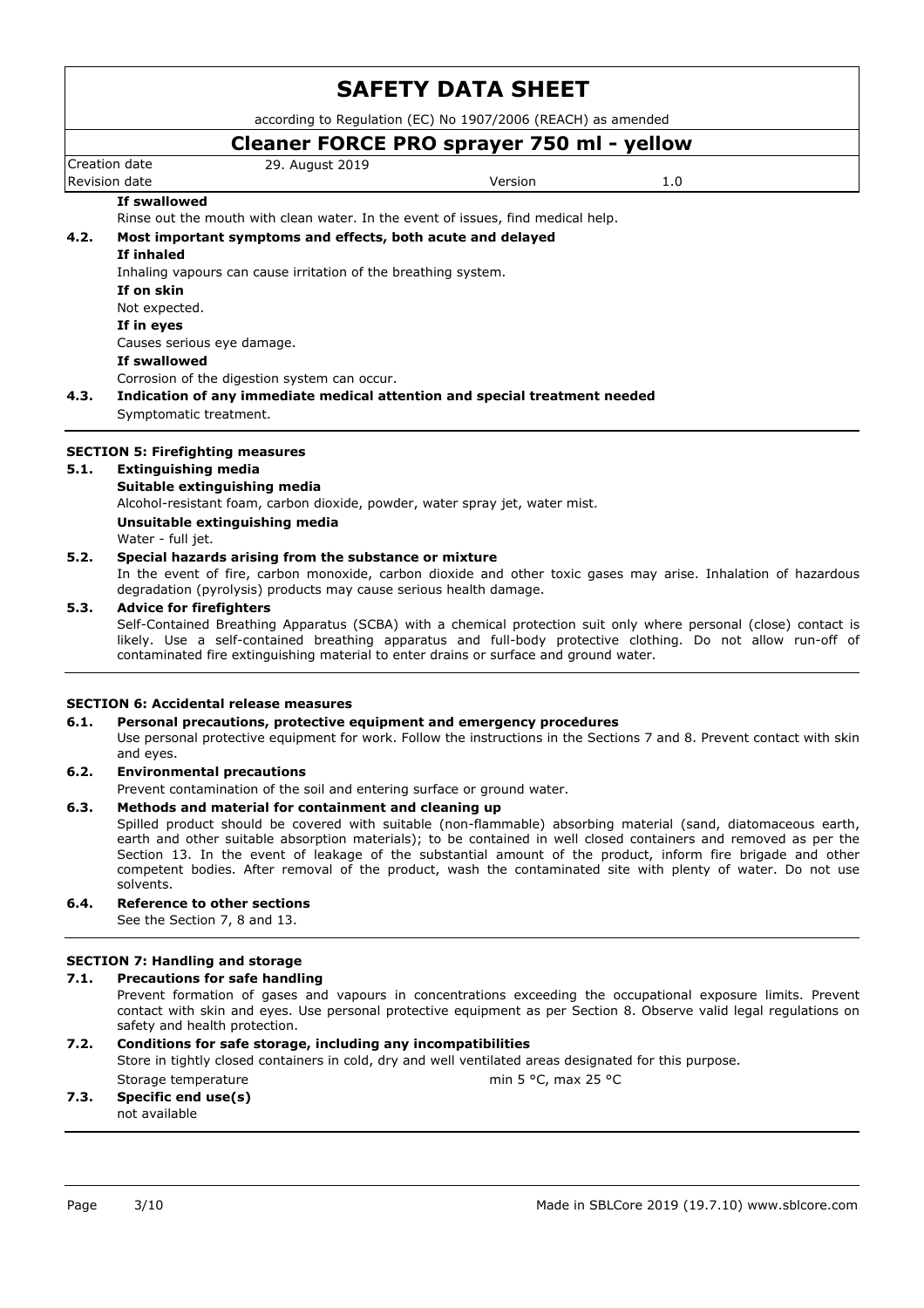**If swallowed**

Rinse out the mouth with clean water. In the event of issues, find medical help.

### 4.2. Most important symptoms and effects, both acute and delayed

**If inhaled**

Inhaling vapours can cause irritation of the breathing system.

**If on skin**

Not expected.

**If in eyes**

Causes serious eye damage.

**If swallowed**

Corrosion of the digestion system can occur.

### 4.3. Indication of any immediate medical attention and special treatment needed

Symptomatic treatment.

## SECTION 5: Firefighting measures

### 5.1. Extinguishing media

**Suitable extinguishing media**

Alcohol-resistant foam, carbon dioxide, powder, water spray jet, water mist.

**Unsuitable extinguishing media**

Water - full jet.

### 5.2. Special hazards arising from the substance or mixture

In the event of fire, carbon monoxide, carbon dioxide and other toxic gases may arise. Inhalation of hazardous degradation (pyrolysis) products may cause serious health damage.

### 5.3. Advice for firefighters

Self-Contained Breathing Apparatus (SCBA) with a chemical protection suit only where personal (close) contact is likely. Use a self-contained breathing apparatus and full-body protective clothing. Do not allow run-off of contaminated fire extinguishing material to enter drains or surface and ground water.

## SECTION 6: Accidental release measures

### 6.1. Personal precautions, protective equipment and emergency procedures

Use personal protective equipment for work. Follow the instructions in the Sections 7 and 8. Prevent contact with skin and eyes.

### 6.2. Environmental precautions

Prevent contamination of the soil and entering surface or ground water.

### 6.3. Methods and material for containment and cleaning up

Spilled product should be covered with suitable (non-flammable) absorbing material (sand, diatomaceous earth, earth and other suitable absorption materials); to be contained in well closed containers and removed as per the Section 13. In the event of leakage of the substantial amount of the product, inform fire brigade and other competent bodies. After removal of the product, wash the contaminated site with plenty of water. Do not use solvents.

### 6.4. Reference to other sections

See the Section 7, 8 and 13.

## SECTION 7: Handling and storage

### 7.1. Precautions for safe handling

Prevent formation of gases and vapours in concentrations exceeding the occupational exposure limits. Prevent contact with skin and eyes. Use personal protective equipment as per Section 8. Observe valid legal regulations on safety and health protection.

### 7.2. Conditions for safe storage, including any incompatibilities

Store in tightly closed containers in cold, dry and well ventilated areas designated for this purpose.

Storage temperature: min 5 °C, max 25 °C

### 7.3. Specific end use(s)

not available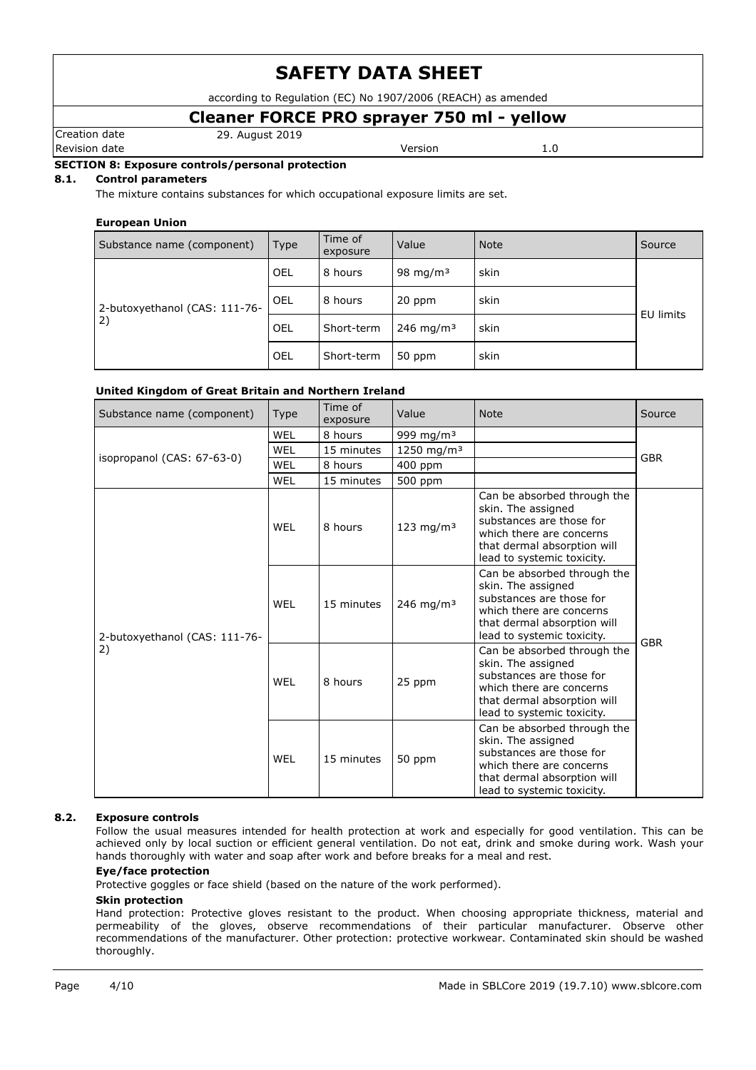## SECTION 8: Exposure controls/personal protection

### 8.1. Control parameters

The mixture contains substances for which occupational exposure limits are set.

**European Union**

| Substance name (component) | Type | Time of exposure | Value | Note | Source |
|---|---|---|---|---|---|
| 2-butoxyethanol (CAS: 111-76-2) | OEL | 8 hours | 98 mg/m³ | skin | EU limits |
| | OEL | 8 hours | 20 ppm | skin | |
| | OEL | Short-term | 246 mg/m³ | skin | |
| | OEL | Short-term | 50 ppm | skin | |

**United Kingdom of Great Britain and Northern Ireland**

| Substance name (component) | Type | Time of exposure | Value | Note | Source |
|---|---|---|---|---|---|
| isopropanol (CAS: 67-63-0) | WEL | 8 hours | 999 mg/m³ | | GBR |
| | WEL | 15 minutes | 1250 mg/m³ | | |
| | WEL | 8 hours | 400 ppm | | |
| | WEL | 15 minutes | 500 ppm | | |
| 2-butoxyethanol (CAS: 111-76-2) | WEL | 8 hours | 123 mg/m³ | Can be absorbed through the skin. The assigned substances are those for which there are concerns that dermal absorption will lead to systemic toxicity. | GBR |
| | WEL | 15 minutes | 246 mg/m³ | Can be absorbed through the skin. The assigned substances are those for which there are concerns that dermal absorption will lead to systemic toxicity. | |
| | WEL | 8 hours | 25 ppm | Can be absorbed through the skin. The assigned substances are those for which there are concerns that dermal absorption will lead to systemic toxicity. | |
| | WEL | 15 minutes | 50 ppm | Can be absorbed through the skin. The assigned substances are those for which there are concerns that dermal absorption will lead to systemic toxicity. | |

### 8.2. Exposure controls

Follow the usual measures intended for health protection at work and especially for good ventilation. This can be achieved only by local suction or efficient general ventilation. Do not eat, drink and smoke during work. Wash your hands thoroughly with water and soap after work and before breaks for a meal and rest.

**Eye/face protection**

Protective goggles or face shield (based on the nature of the work performed).

**Skin protection**

Hand protection: Protective gloves resistant to the product. When choosing appropriate thickness, material and permeability of the gloves, observe recommendations of their particular manufacturer. Observe other recommendations of the manufacturer. Other protection: protective workwear. Contaminated skin should be washed thoroughly.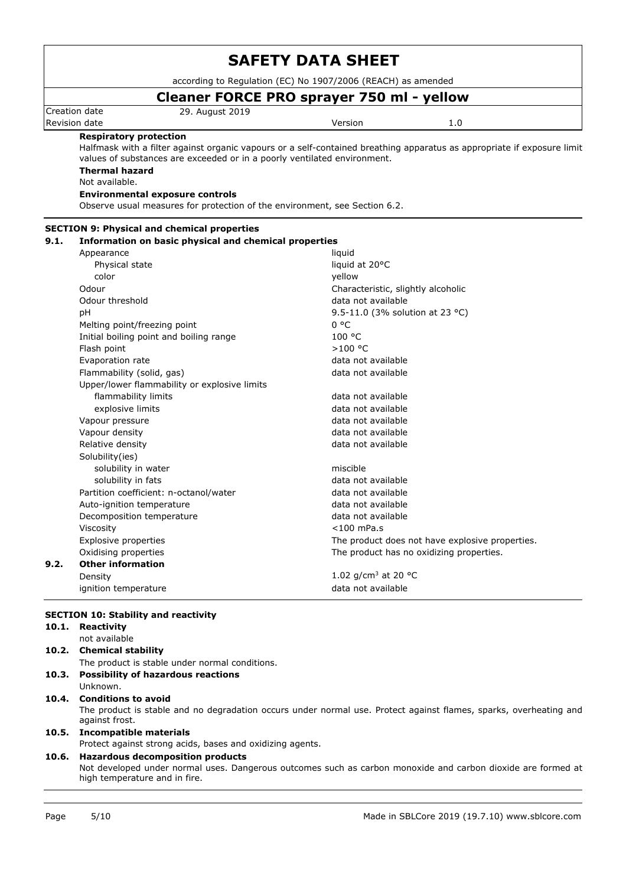**Respiratory protection**

Halfmask with a filter against organic vapours or a self-contained breathing apparatus as appropriate if exposure limit values of substances are exceeded or in a poorly ventilated environment.

**Thermal hazard**

Not available.

**Environmental exposure controls**

Observe usual measures for protection of the environment, see Section 6.2.

## SECTION 9: Physical and chemical properties

### 9.1. Information on basic physical and chemical properties

| Property | Value |
|---|---|
| Appearance | liquid |
| Physical state | liquid at 20°C |
| color | yellow |
| Odour | Characteristic, slightly alcoholic |
| Odour threshold | data not available |
| pH | 9.5-11.0 (3% solution at 23 °C) |
| Melting point/freezing point | 0 °C |
| Initial boiling point and boiling range | 100 °C |
| Flash point | >100 °C |
| Evaporation rate | data not available |
| Flammability (solid, gas) | data not available |
| Upper/lower flammability or explosive limits | |
| flammability limits | data not available |
| explosive limits | data not available |
| Vapour pressure | data not available |
| Vapour density | data not available |
| Relative density | data not available |
| Solubility(ies) | |
| solubility in water | miscible |
| solubility in fats | data not available |
| Partition coefficient: n-octanol/water | data not available |
| Auto-ignition temperature | data not available |
| Decomposition temperature | data not available |
| Viscosity | <100 mPa.s |
| Explosive properties | The product does not have explosive properties. |
| Oxidising properties | The product has no oxidizing properties. |

### 9.2. Other information

| Property | Value |
|---|---|
| Density | 1.02 g/cm$^3$ at 20 °C |
| ignition temperature | data not available |

## SECTION 10: Stability and reactivity

### 10.1. Reactivity

not available

### 10.2. Chemical stability

The product is stable under normal conditions.

### 10.3. Possibility of hazardous reactions

Unknown.

### 10.4. Conditions to avoid

The product is stable and no degradation occurs under normal use. Protect against flames, sparks, overheating and against frost.

### 10.5. Incompatible materials

Protect against strong acids, bases and oxidizing agents.

### 10.6. Hazardous decomposition products

Not developed under normal uses. Dangerous outcomes such as carbon monoxide and carbon dioxide are formed at high temperature and in fire.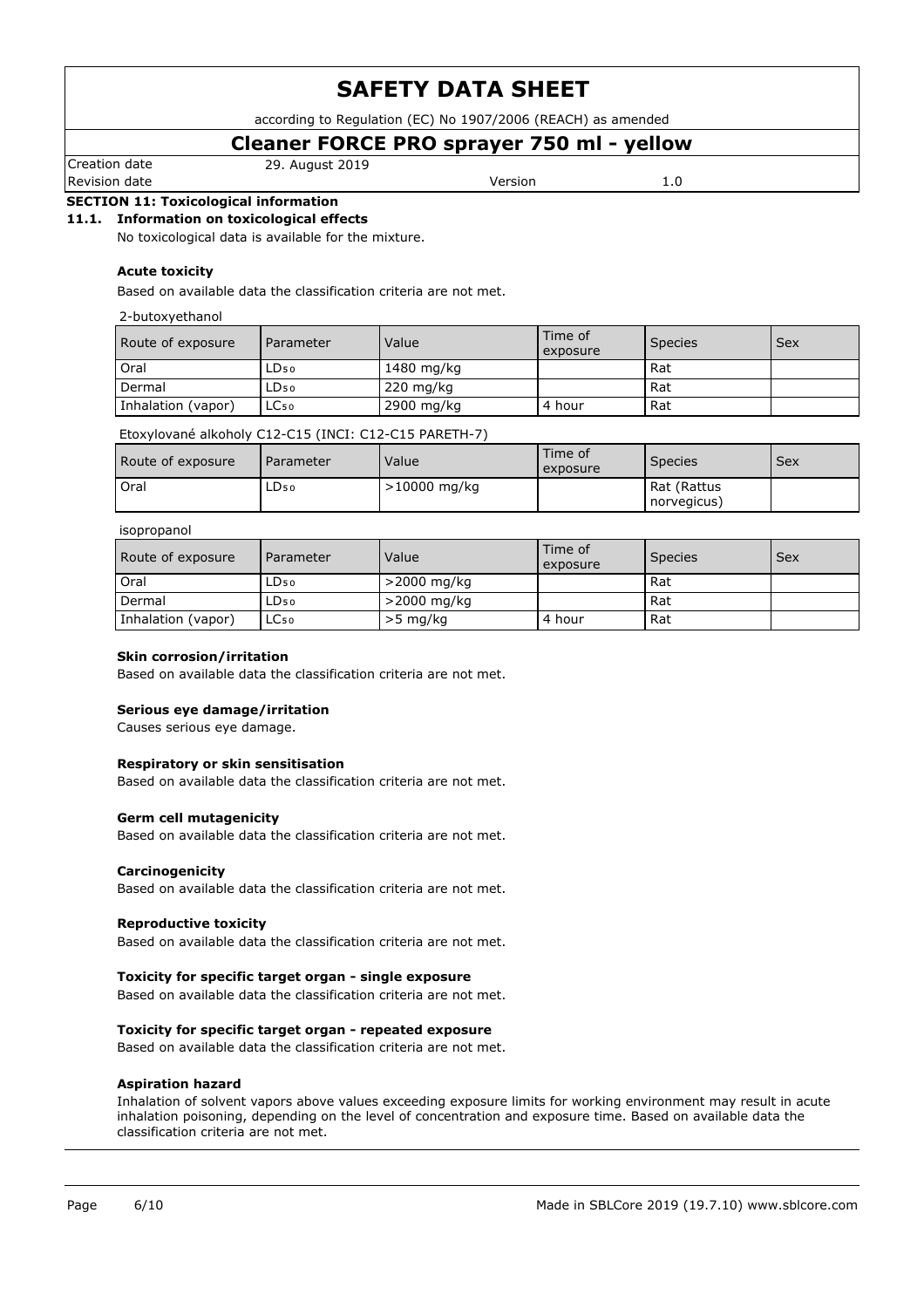# SAFETY DATA SHEET

according to Regulation (EC) No 1907/2006 (REACH) as amended

## Cleaner FORCE PRO sprayer 750 ml - yellow

Creation date: 29. August 2019
Revision date
Version: 1.0

### SECTION 11: Toxicological information

#### 11.1. Information on toxicological effects

No toxicological data is available for the mixture.

**Acute toxicity**

Based on available data the classification criteria are not met.

2-butoxyethanol

| Route of exposure | Parameter | Value | Time of exposure | Species | Sex |
|---|---|---|---|---|---|
| Oral | $LD_{50}$ | 1480 mg/kg | | Rat | |
| Dermal | $LD_{50}$ | 220 mg/kg | | Rat | |
| Inhalation (vapor) | $LC_{50}$ | 2900 mg/kg | 4 hour | Rat | |

Etoxylované alkoholy C12-C15 (INCI: C12-C15 PARETH-7)

| Route of exposure | Parameter | Value | Time of exposure | Species | Sex |
|---|---|---|---|---|---|
| Oral | $LD_{50}$ | >10000 mg/kg | | Rat (Rattus norvegicus) | |

isopropanol

| Route of exposure | Parameter | Value | Time of exposure | Species | Sex |
|---|---|---|---|---|---|
| Oral | $LD_{50}$ | >2000 mg/kg | | Rat | |
| Dermal | $LD_{50}$ | >2000 mg/kg | | Rat | |
| Inhalation (vapor) | $LC_{50}$ | >5 mg/kg | 4 hour | Rat | |

**Skin corrosion/irritation**

Based on available data the classification criteria are not met.

**Serious eye damage/irritation**

Causes serious eye damage.

**Respiratory or skin sensitisation**

Based on available data the classification criteria are not met.

**Germ cell mutagenicity**

Based on available data the classification criteria are not met.

**Carcinogenicity**

Based on available data the classification criteria are not met.

**Reproductive toxicity**

Based on available data the classification criteria are not met.

**Toxicity for specific target organ - single exposure**

Based on available data the classification criteria are not met.

**Toxicity for specific target organ - repeated exposure**

Based on available data the classification criteria are not met.

**Aspiration hazard**

Inhalation of solvent vapors above values exceeding exposure limits for working environment may result in acute inhalation poisoning, depending on the level of concentration and exposure time. Based on available data the classification criteria are not met.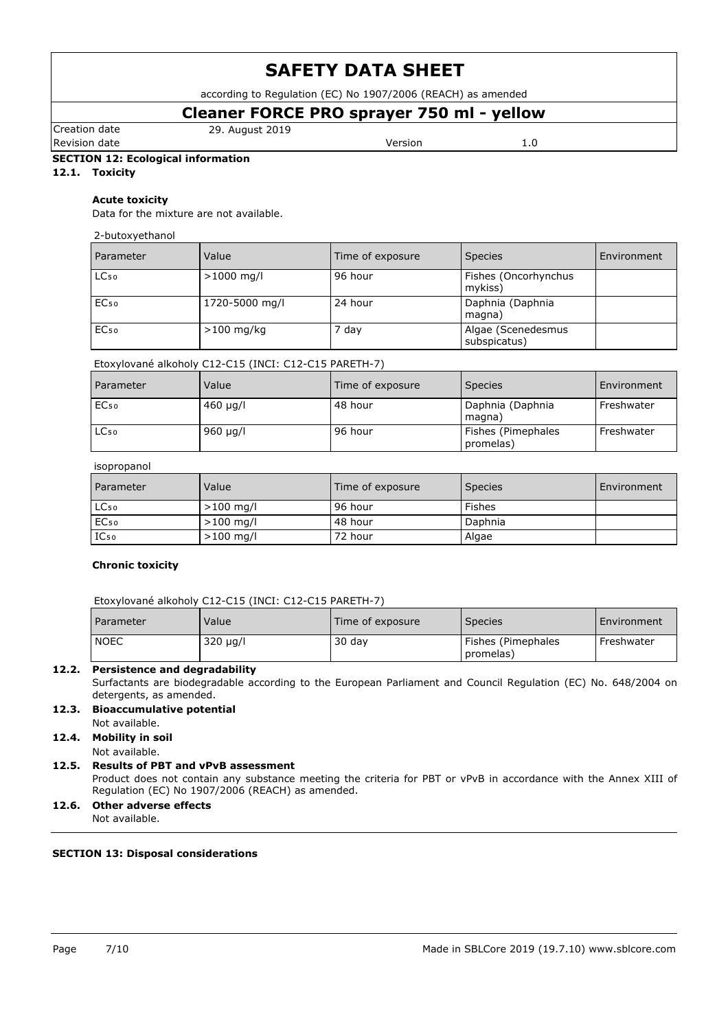# SAFETY DATA SHEET

according to Regulation (EC) No 1907/2006 (REACH) as amended

## Cleaner FORCE PRO sprayer 750 ml - yellow

| Creation date | 29. August 2019 | | |
|---|---|---|---|
| Revision date | | Version | 1.0 |

### SECTION 12: Ecological information

#### 12.1. Toxicity

**Acute toxicity**

Data for the mixture are not available.

2-butoxyethanol

| Parameter | Value | Time of exposure | Species | Environment |
|---|---|---|---|---|
| $LC_{50}$ | >1000 mg/l | 96 hour | Fishes (Oncorhynchus mykiss) | |
| $EC_{50}$ | 1720-5000 mg/l | 24 hour | Daphnia (Daphnia magna) | |
| $EC_{50}$ | >100 mg/kg | 7 day | Algae (Scenedesmus subspicatus) | |

Etoxylované alkoholy C12-C15 (INCI: C12-C15 PARETH-7)

| Parameter | Value | Time of exposure | Species | Environment |
|---|---|---|---|---|
| $EC_{50}$ | 460 µg/l | 48 hour | Daphnia (Daphnia magna) | Freshwater |
| $LC_{50}$ | 960 µg/l | 96 hour | Fishes (Pimephales promelas) | Freshwater |

isopropanol

| Parameter | Value | Time of exposure | Species | Environment |
|---|---|---|---|---|
| $LC_{50}$ | >100 mg/l | 96 hour | Fishes | |
| $EC_{50}$ | >100 mg/l | 48 hour | Daphnia | |
| $IC_{50}$ | >100 mg/l | 72 hour | Algae | |

**Chronic toxicity**

Etoxylované alkoholy C12-C15 (INCI: C12-C15 PARETH-7)

| Parameter | Value | Time of exposure | Species | Environment |
|---|---|---|---|---|
| NOEC | 320 µg/l | 30 day | Fishes (Pimephales promelas) | Freshwater |

#### 12.2. Persistence and degradability

Surfactants are biodegradable according to the European Parliament and Council Regulation (EC) No. 648/2004 on detergents, as amended.

#### 12.3. Bioaccumulative potential

Not available.

#### 12.4. Mobility in soil

Not available.

#### 12.5. Results of PBT and vPvB assessment

Product does not contain any substance meeting the criteria for PBT or vPvB in accordance with the Annex XIII of Regulation (EC) No 1907/2006 (REACH) as amended.

#### 12.6. Other adverse effects

Not available.

### SECTION 13: Disposal considerations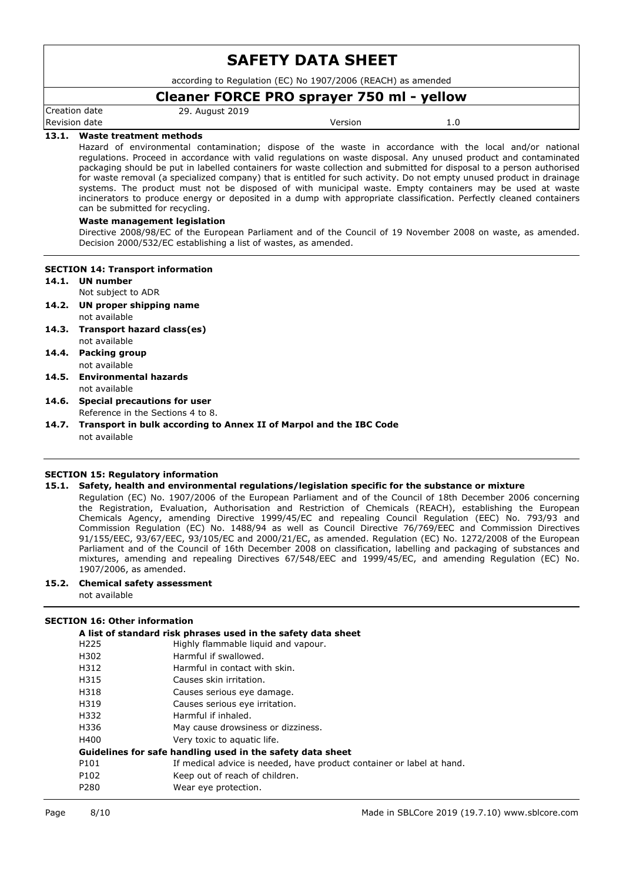**13.1. Waste treatment methods**

Hazard of environmental contamination; dispose of the waste in accordance with the local and/or national regulations. Proceed in accordance with valid regulations on waste disposal. Any unused product and contaminated packaging should be put in labelled containers for waste collection and submitted for disposal to a person authorised for waste removal (a specialized company) that is entitled for such activity. Do not empty unused product in drainage systems. The product must not be disposed of with municipal waste. Empty containers may be used at waste incinerators to produce energy or deposited in a dump with appropriate classification. Perfectly cleaned containers can be submitted for recycling.

**Waste management legislation**

Directive 2008/98/EC of the European Parliament and of the Council of 19 November 2008 on waste, as amended. Decision 2000/532/EC establishing a list of wastes, as amended.

## SECTION 14: Transport information

**14.1. UN number**

Not subject to ADR

**14.2. UN proper shipping name**

not available

**14.3. Transport hazard class(es)**

not available

**14.4. Packing group**

not available

**14.5. Environmental hazards**

not available

**14.6. Special precautions for user**

Reference in the Sections 4 to 8.

**14.7. Transport in bulk according to Annex II of Marpol and the IBC Code**

not available

## SECTION 15: Regulatory information

**15.1. Safety, health and environmental regulations/legislation specific for the substance or mixture**

Regulation (EC) No. 1907/2006 of the European Parliament and of the Council of 18th December 2006 concerning the Registration, Evaluation, Authorisation and Restriction of Chemicals (REACH), establishing the European Chemicals Agency, amending Directive 1999/45/EC and repealing Council Regulation (EEC) No. 793/93 and Commission Regulation (EC) No. 1488/94 as well as Council Directive 76/769/EEC and Commission Directives 91/155/EEC, 93/67/EEC, 93/105/EC and 2000/21/EC, as amended. Regulation (EC) No. 1272/2008 of the European Parliament and of the Council of 16th December 2008 on classification, labelling and packaging of substances and mixtures, amending and repealing Directives 67/548/EEC and 1999/45/EC, and amending Regulation (EC) No. 1907/2006, as amended.

**15.2. Chemical safety assessment**

not available

## SECTION 16: Other information

**A list of standard risk phrases used in the safety data sheet**

| | |
|---|---|
| H225 | Highly flammable liquid and vapour. |
| H302 | Harmful if swallowed. |
| H312 | Harmful in contact with skin. |
| H315 | Causes skin irritation. |
| H318 | Causes serious eye damage. |
| H319 | Causes serious eye irritation. |
| H332 | Harmful if inhaled. |
| H336 | May cause drowsiness or dizziness. |
| H400 | Very toxic to aquatic life. |

**Guidelines for safe handling used in the safety data sheet**

| | |
|---|---|
| P101 | If medical advice is needed, have product container or label at hand. |
| P102 | Keep out of reach of children. |
| P280 | Wear eye protection. |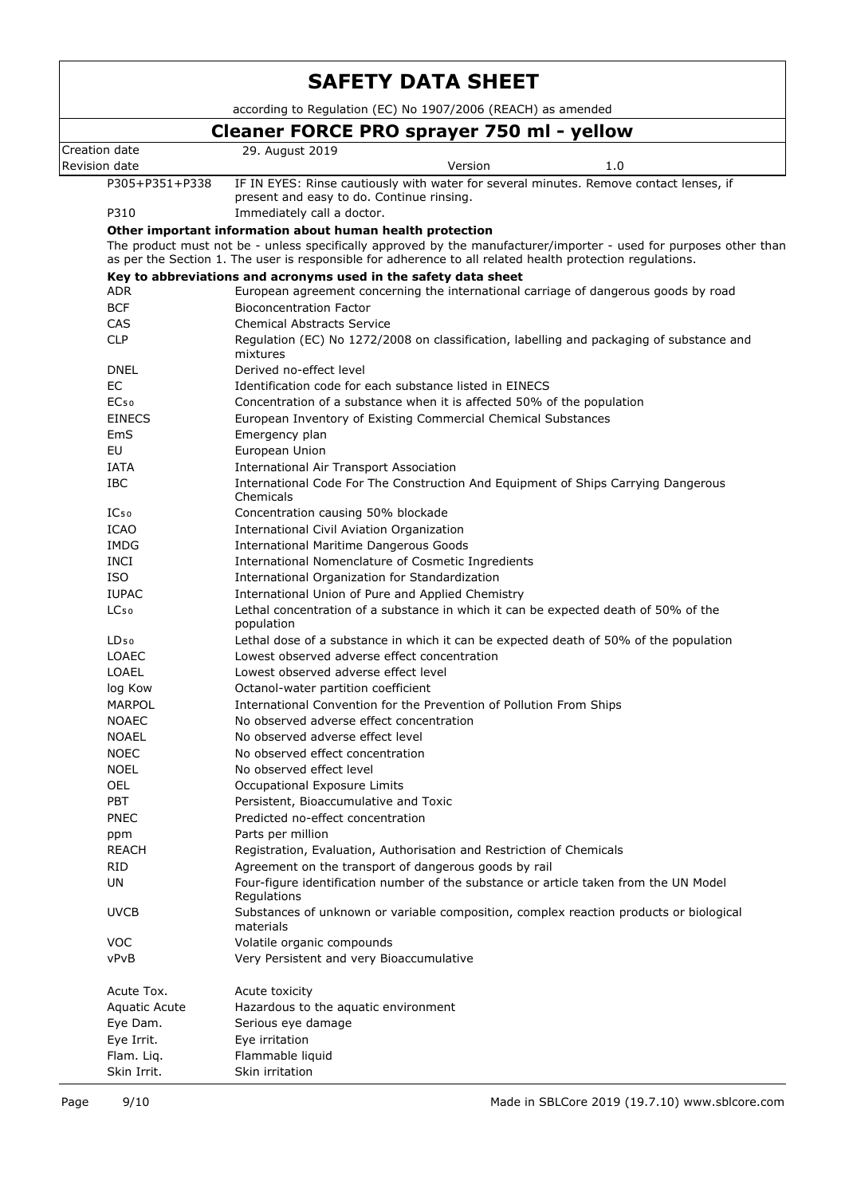| | |
|---|---|
| P305+P351+P338 | IF IN EYES: Rinse cautiously with water for several minutes. Remove contact lenses, if present and easy to do. Continue rinsing. |
| P310 | Immediately call a doctor. |

**Other important information about human health protection**

The product must not be - unless specifically approved by the manufacturer/importer - used for purposes other than as per the Section 1. The user is responsible for adherence to all related health protection regulations.

**Key to abbreviations and acronyms used in the safety data sheet**

| | |
|---|---|
| ADR | European agreement concerning the international carriage of dangerous goods by road |
| BCF | Bioconcentration Factor |
| CAS | Chemical Abstracts Service |
| CLP | Regulation (EC) No 1272/2008 on classification, labelling and packaging of substance and mixtures |
| DNEL | Derived no-effect level |
| EC | Identification code for each substance listed in EINECS |
| $EC_{50}$ | Concentration of a substance when it is affected 50% of the population |
| EINECS | European Inventory of Existing Commercial Chemical Substances |
| EmS | Emergency plan |
| EU | European Union |
| IATA | International Air Transport Association |
| IBC | International Code For The Construction And Equipment of Ships Carrying Dangerous Chemicals |
| $IC_{50}$ | Concentration causing 50% blockade |
| ICAO | International Civil Aviation Organization |
| IMDG | International Maritime Dangerous Goods |
| INCI | International Nomenclature of Cosmetic Ingredients |
| ISO | International Organization for Standardization |
| IUPAC | International Union of Pure and Applied Chemistry |
| $LC_{50}$ | Lethal concentration of a substance in which it can be expected death of 50% of the population |
| $LD_{50}$ | Lethal dose of a substance in which it can be expected death of 50% of the population |
| LOAEC | Lowest observed adverse effect concentration |
| LOAEL | Lowest observed adverse effect level |
| log Kow | Octanol-water partition coefficient |
| MARPOL | International Convention for the Prevention of Pollution From Ships |
| NOAEC | No observed adverse effect concentration |
| NOAEL | No observed adverse effect level |
| NOEC | No observed effect concentration |
| NOEL | No observed effect level |
| OEL | Occupational Exposure Limits |
| PBT | Persistent, Bioaccumulative and Toxic |
| PNEC | Predicted no-effect concentration |
| ppm | Parts per million |
| REACH | Registration, Evaluation, Authorisation and Restriction of Chemicals |
| RID | Agreement on the transport of dangerous goods by rail |
| UN | Four-figure identification number of the substance or article taken from the UN Model Regulations |
| UVCB | Substances of unknown or variable composition, complex reaction products or biological materials |
| VOC | Volatile organic compounds |
| vPvB | Very Persistent and very Bioaccumulative |

| | |
|---|---|
| Acute Tox. | Acute toxicity |
| Aquatic Acute | Hazardous to the aquatic environment |
| Eye Dam. | Serious eye damage |
| Eye Irrit. | Eye irritation |
| Flam. Liq. | Flammable liquid |
| Skin Irrit. | Skin irritation |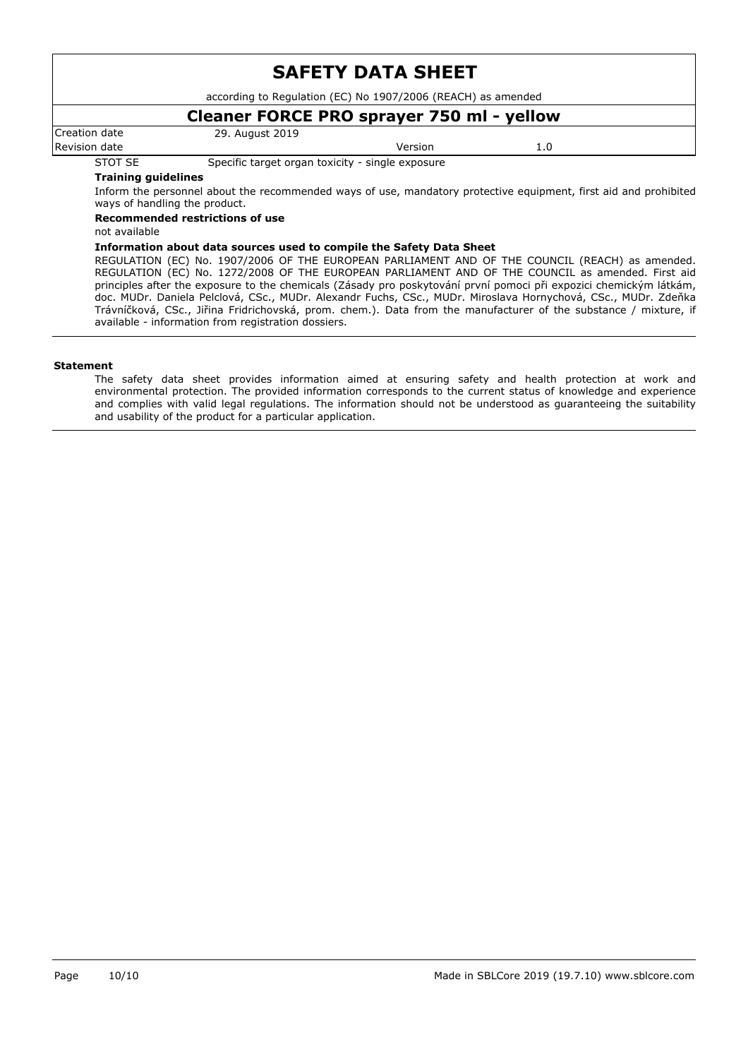| | |
|---|---|
| STOT SE | Specific target organ toxicity - single exposure |

**Training guidelines**

Inform the personnel about the recommended ways of use, mandatory protective equipment, first aid and prohibited ways of handling the product.

**Recommended restrictions of use**

not available

**Information about data sources used to compile the Safety Data Sheet**

REGULATION (EC) No. 1907/2006 OF THE EUROPEAN PARLIAMENT AND OF THE COUNCIL (REACH) as amended. REGULATION (EC) No. 1272/2008 OF THE EUROPEAN PARLIAMENT AND OF THE COUNCIL as amended. First aid principles after the exposure to the chemicals (Zásady pro poskytování první pomoci při expozici chemickým látkám, doc. MUDr. Daniela Pelclová, CSc., MUDr. Alexandr Fuchs, CSc., MUDr. Miroslava Hornychová, CSc., MUDr. Zdeňka Trávníčková, CSc., Jiřina Fridrichovská, prom. chem.). Data from the manufacturer of the substance / mixture, if available - information from registration dossiers.

**Statement**

The safety data sheet provides information aimed at ensuring safety and health protection at work and environmental protection. The provided information corresponds to the current status of knowledge and experience and complies with valid legal regulations. The information should not be understood as guaranteeing the suitability and usability of the product for a particular application.